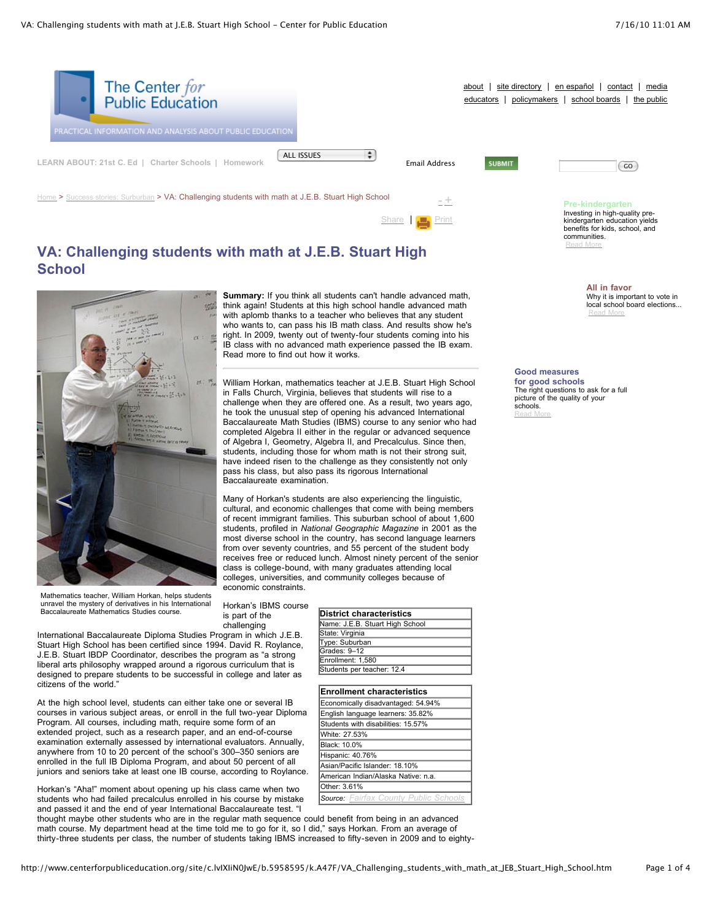# VA: Challenging students with math at J.E.B. Stuart High School

Mathematics teacher, William Horkan, helps students unravel the mystery of derivatives in his International Baccalaureate Mathematics Studies course.

**Summary:** If you think all students can't handle advanced math, think again! Students at this high school handle advanced math with aplomb thanks to a teacher who believes that any student who wants to, can pass his IB math class. And results show he's right. In 2009, twenty out of twenty-four students coming into his IB class with no advanced math experience passed the IB exam. Read more to find out how it works.

William Horkan, mathematics teacher at J.E.B. Stuart High School in Falls Church, Virginia, believes that students will rise to a challenge when they are offered one. As a result, two years ago, he took the unusual step of opening his advanced International Baccalaureate Math Studies (IBMS) course to any senior who had completed Algebra II either in the regular or advanced sequence of Algebra I, Geometry, Algebra II, and Precalculus. Since then, students, including those for whom math is not their strong suit, have indeed risen to the challenge as they consistently not only pass his class, but also pass its rigorous International Baccalaureate examination.

Many of Horkan's students are also experiencing the linguistic, cultural, and economic challenges that come with being members of recent immigrant families. This suburban school of about 1,600 students, profiled in *National Geographic Magazine* in 2001 as the most diverse school in the country, has second language learners from over seventy countries, and 55 percent of the student body receives free or reduced lunch. Almost ninety percent of the senior class is college-bound, with many graduates attending local colleges, universities, and community colleges because of economic constraints.

| District characteristics |
|---|
| Name: J.E.B. Stuart High School |
| State: Virginia |
| Type: Suburban |
| Grades: 9–12 |
| Enrollment: 1,580 |
| Students per teacher: 12.4 |

| Enrollment characteristics |
|---|
| Economically disadvantaged: 54.94% |
| English language learners: 35.82% |
| Students with disabilities: 15.57% |
| White: 27.53% |
| Black: 10.0% |
| Hispanic: 40.76% |
| Asian/Pacific Islander: 18.10% |
| American Indian/Alaska Native: n.a. |
| Other: 3.61% |
| *Source:* Fairfax County Public Schools |

Horkan's IBMS course is part of the challenging International Baccalaureate Diploma Studies Program in which J.E.B. Stuart High School has been certified since 1994. David R. Roylance, J.E.B. Stuart IBDP Coordinator, describes the program as "a strong liberal arts philosophy wrapped around a rigorous curriculum that is designed to prepare students to be successful in college and later as citizens of the world."

At the high school level, students can either take one or several IB courses in various subject areas, or enroll in the full two-year Diploma Program. All courses, including math, require some form of an extended project, such as a research paper, and an end-of-course examination externally assessed by international evaluators. Annually, anywhere from 10 to 20 percent of the school's 300–350 seniors are enrolled in the full IB Diploma Program, and about 50 percent of all juniors and seniors take at least one IB course, according to Roylance.

Horkan's "Aha!" moment about opening up his class came when two students who had failed precalculus enrolled in his course by mistake and passed it and the end of year International Baccalaureate test. "I thought maybe other students who are in the regular math sequence could benefit from being in an advanced math course. My department head at the time told me to go for it, so I did," says Horkan. From an average of thirty-three students per class, the number of students taking IBMS increased to fifty-seven in 2009 and to eighty-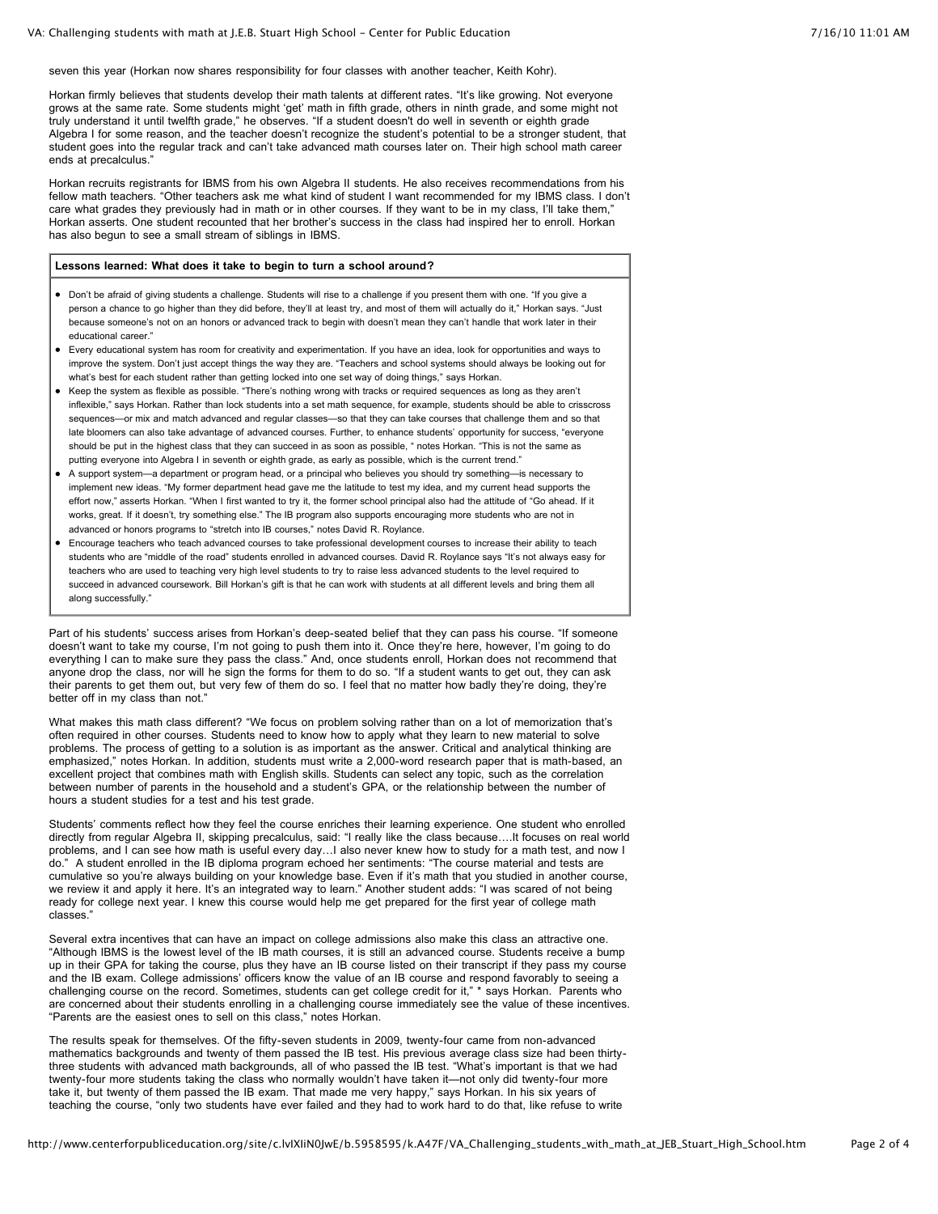seven this year (Horkan now shares responsibility for four classes with another teacher, Keith Kohr).

Horkan firmly believes that students develop their math talents at different rates. "It's like growing. Not everyone grows at the same rate. Some students might 'get' math in fifth grade, others in ninth grade, and some might not truly understand it until twelfth grade," he observes. "If a student doesn't do well in seventh or eighth grade Algebra I for some reason, and the teacher doesn't recognize the student's potential to be a stronger student, that student goes into the regular track and can't take advanced math courses later on. Their high school math career ends at precalculus."

Horkan recruits registrants for IBMS from his own Algebra II students. He also receives recommendations from his fellow math teachers. "Other teachers ask me what kind of student I want recommended for my IBMS class. I don't care what grades they previously had in math or in other courses. If they want to be in my class, I'll take them," Horkan asserts. One student recounted that her brother's success in the class had inspired her to enroll. Horkan has also begun to see a small stream of siblings in IBMS.

**Lessons learned: What does it take to begin to turn a school around?**

- Don't be afraid of giving students a challenge. Students will rise to a challenge if you present them with one. "If you give a person a chance to go higher than they did before, they'll at least try, and most of them will actually do it," Horkan says. "Just because someone's not on an honors or advanced track to begin with doesn't mean they can't handle that work later in their educational career."
- Every educational system has room for creativity and experimentation. If you have an idea, look for opportunities and ways to improve the system. Don't just accept things the way they are. "Teachers and school systems should always be looking out for what's best for each student rather than getting locked into one set way of doing things," says Horkan.
- Keep the system as flexible as possible. "There's nothing wrong with tracks or required sequences as long as they aren't inflexible," says Horkan. Rather than lock students into a set math sequence, for example, students should be able to crisscross sequences—or mix and match advanced and regular classes—so that they can take courses that challenge them and so that late bloomers can also take advantage of advanced courses. Further, to enhance students' opportunity for success, "everyone should be put in the highest class that they can succeed in as soon as possible, " notes Horkan. "This is not the same as putting everyone into Algebra I in seventh or eighth grade, as early as possible, which is the current trend."
- A support system—a department or program head, or a principal who believes you should try something—is necessary to implement new ideas. "My former department head gave me the latitude to test my idea, and my current head supports the effort now," asserts Horkan. "When I first wanted to try it, the former school principal also had the attitude of "Go ahead. If it works, great. If it doesn't, try something else." The IB program also supports encouraging more students who are not in advanced or honors programs to "stretch into IB courses," notes David R. Roylance.
- Encourage teachers who teach advanced courses to take professional development courses to increase their ability to teach students who are "middle of the road" students enrolled in advanced courses. David R. Roylance says "It's not always easy for teachers who are used to teaching very high level students to try to raise less advanced students to the level required to succeed in advanced coursework. Bill Horkan's gift is that he can work with students at all different levels and bring them all along successfully."

Part of his students' success arises from Horkan's deep-seated belief that they can pass his course. "If someone doesn't want to take my course, I'm not going to push them into it. Once they're here, however, I'm going to do everything I can to make sure they pass the class." And, once students enroll, Horkan does not recommend that anyone drop the class, nor will he sign the forms for them to do so. "If a student wants to get out, they can ask their parents to get them out, but very few of them do so. I feel that no matter how badly they're doing, they're better off in my class than not."

What makes this math class different? "We focus on problem solving rather than on a lot of memorization that's often required in other courses. Students need to know how to apply what they learn to new material to solve problems. The process of getting to a solution is as important as the answer. Critical and analytical thinking are emphasized," notes Horkan. In addition, students must write a 2,000-word research paper that is math-based, an excellent project that combines math with English skills. Students can select any topic, such as the correlation between number of parents in the household and a student's GPA, or the relationship between the number of hours a student studies for a test and his test grade.

Students' comments reflect how they feel the course enriches their learning experience. One student who enrolled directly from regular Algebra II, skipping precalculus, said: "I really like the class because….It focuses on real world problems, and I can see how math is useful every day…I also never knew how to study for a math test, and now I do." A student enrolled in the IB diploma program echoed her sentiments: "The course material and tests are cumulative so you're always building on your knowledge base. Even if it's math that you studied in another course, we review it and apply it here. It's an integrated way to learn." Another student adds: "I was scared of not being ready for college next year. I knew this course would help me get prepared for the first year of college math classes."

Several extra incentives that can have an impact on college admissions also make this class an attractive one. "Although IBMS is the lowest level of the IB math courses, it is still an advanced course. Students receive a bump up in their GPA for taking the course, plus they have an IB course listed on their transcript if they pass my course and the IB exam. College admissions' officers know the value of an IB course and respond favorably to seeing a challenging course on the record. Sometimes, students can get college credit for it," * says Horkan. Parents who are concerned about their students enrolling in a challenging course immediately see the value of these incentives. "Parents are the easiest ones to sell on this class," notes Horkan.

The results speak for themselves. Of the fifty-seven students in 2009, twenty-four came from non-advanced mathematics backgrounds and twenty of them passed the IB test. His previous average class size had been thirty-three students with advanced math backgrounds, all of who passed the IB test. "What's important is that we had twenty-four more students taking the class who normally wouldn't have taken it—not only did twenty-four more take it, but twenty of them passed the IB exam. That made me very happy," says Horkan. In his six years of teaching the course, "only two students have ever failed and they had to work hard to do that, like refuse to write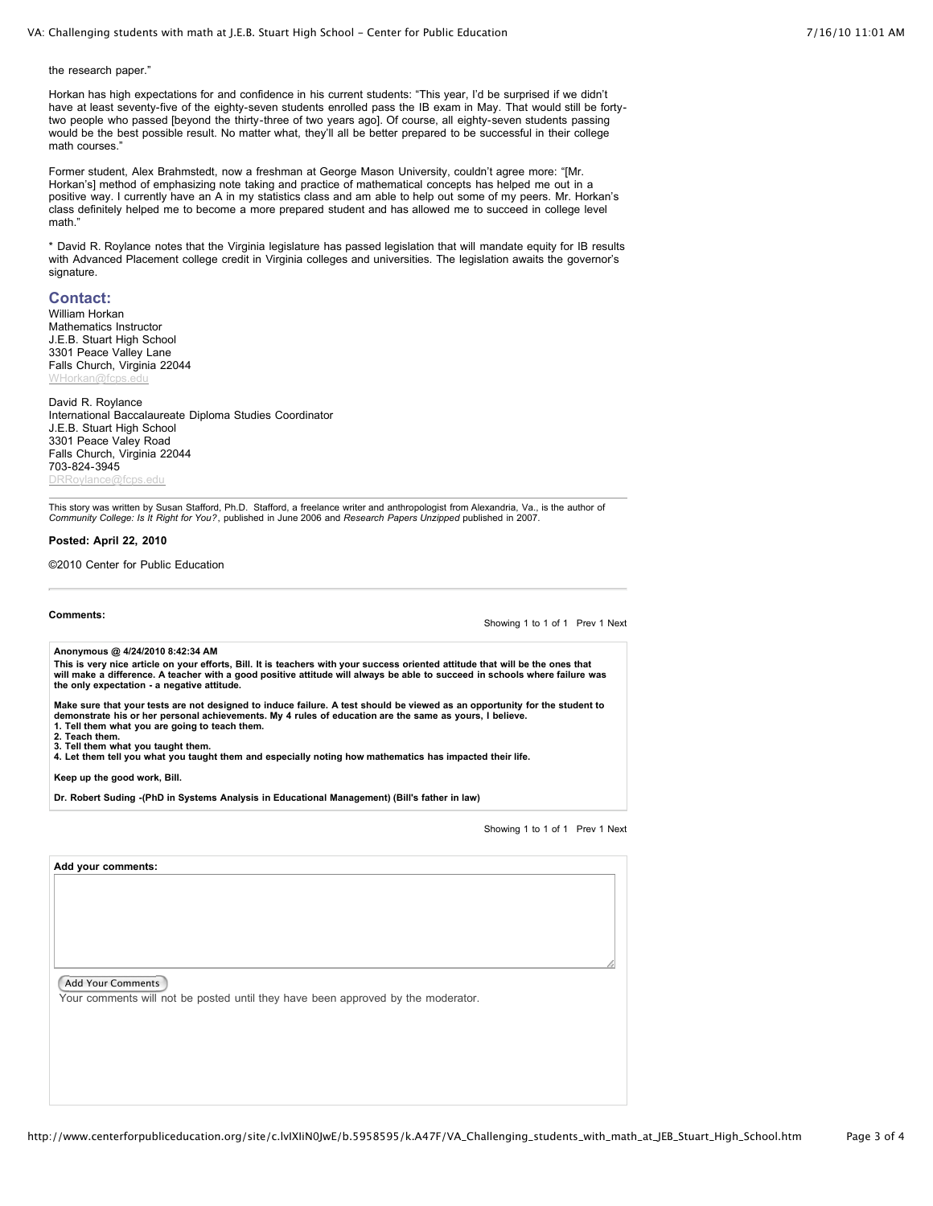the research paper."

Horkan has high expectations for and confidence in his current students: "This year, I'd be surprised if we didn't have at least seventy-five of the eighty-seven students enrolled pass the IB exam in May. That would still be forty-two people who passed [beyond the thirty-three of two years ago]. Of course, all eighty-seven students passing would be the best possible result. No matter what, they'll all be better prepared to be successful in their college math courses."

Former student, Alex Brahmstedt, now a freshman at George Mason University, couldn't agree more: "[Mr. Horkan's] method of emphasizing note taking and practice of mathematical concepts has helped me out in a positive way. I currently have an A in my statistics class and am able to help out some of my peers. Mr. Horkan's class definitely helped me to become a more prepared student and has allowed me to succeed in college level math."

* David R. Roylance notes that the Virginia legislature has passed legislation that will mandate equity for IB results with Advanced Placement college credit in Virginia colleges and universities. The legislation awaits the governor's signature.

## Contact:

William Horkan
Mathematics Instructor
J.E.B. Stuart High School
3301 Peace Valley Lane
Falls Church, Virginia 22044
WHorkan@fcps.edu

David R. Roylance
International Baccalaureate Diploma Studies Coordinator
J.E.B. Stuart High School
3301 Peace Valey Road
Falls Church, Virginia 22044
703-824-3945
DRRoylance@fcps.edu

---

This story was written by Susan Stafford, Ph.D. Stafford, a freelance writer and anthropologist from Alexandria, Va., is the author of *Community College: Is It Right for You?*, published in June 2006 and *Research Papers Unzipped* published in 2007.

**Posted: April 22, 2010**

©2010 Center for Public Education

---

**Comments:**

Showing 1 to 1 of 1 Prev 1 Next

**Anonymous @ 4/24/2010 8:42:34 AM**

**This is very nice article on your efforts, Bill. It is teachers with your success oriented attitude that will be the ones that will make a difference. A teacher with a good positive attitude will always be able to succeed in schools where failure was the only expectation - a negative attitude.**

**Make sure that your tests are not designed to induce failure. A test should be viewed as an opportunity for the student to demonstrate his or her personal achievements. My 4 rules of education are the same as yours, I believe.**

1. **Tell them what you are going to teach them.**
2. **Teach them.**
3. **Tell them what you taught them.**
4. **Let them tell you what you taught them and especially noting how mathematics has impacted their life.**

**Keep up the good work, Bill.**

**Dr. Robert Suding -(PhD in Systems Analysis in Educational Management) (Bill's father in law)**

Showing 1 to 1 of 1 Prev 1 Next

**Add your comments:**

Add Your Comments

Your comments will not be posted until they have been approved by the moderator.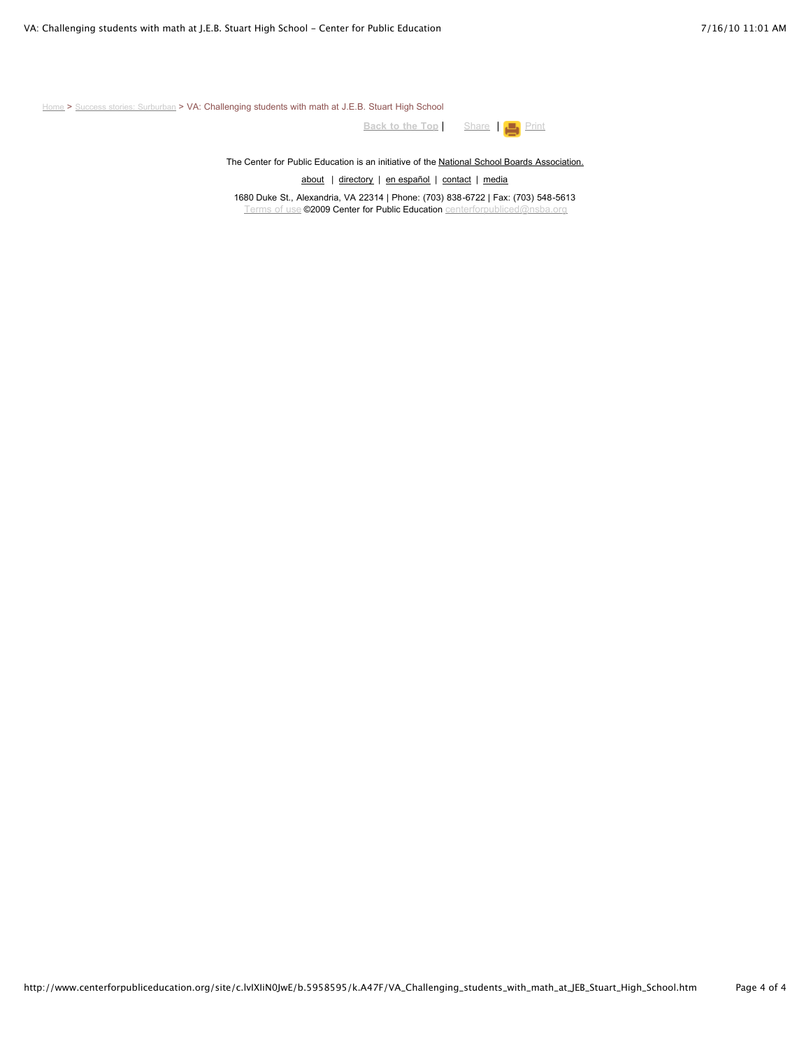Home > Success stories: Surburban > VA: Challenging students with math at J.E.B. Stuart High School

Back to the Top | Share | Print

The Center for Public Education is an initiative of the National School Boards Association.

about | directory | en español | contact | media

1680 Duke St., Alexandria, VA 22314 | Phone: (703) 838-6722 | Fax: (703) 548-5613
Terms of use ©2009 Center for Public Education centerforpubliced@nsba.org